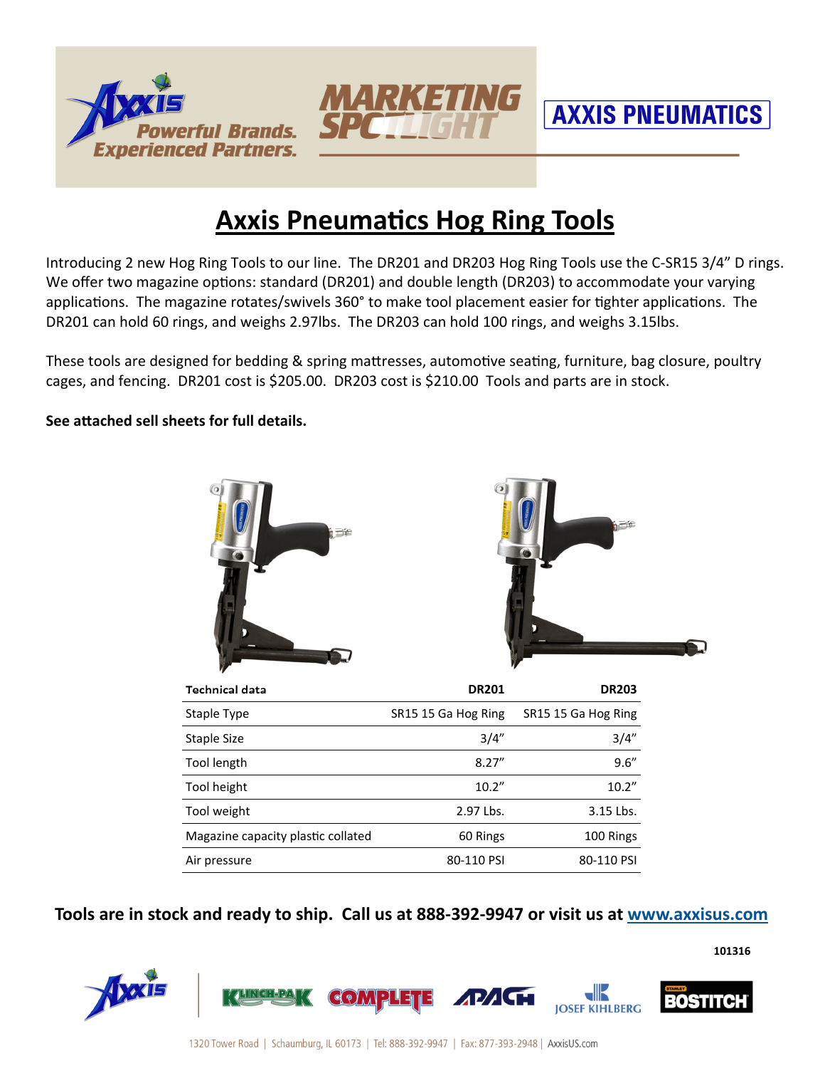Powerful Brands. Experienced Partners.

MARKETING SPOTLIGHT

AXXIS PNEUMATICS

# Axxis Pneumatics Hog Ring Tools

Introducing 2 new Hog Ring Tools to our line. The DR201 and DR203 Hog Ring Tools use the C-SR15 3/4" D rings. We offer two magazine options: standard (DR201) and double length (DR203) to accommodate your varying applications. The magazine rotates/swivels 360° to make tool placement easier for tighter applications. The DR201 can hold 60 rings, and weighs 2.97lbs. The DR203 can hold 100 rings, and weighs 3.15lbs.

These tools are designed for bedding & spring mattresses, automotive seating, furniture, bag closure, poultry cages, and fencing. DR201 cost is $205.00. DR203 cost is $210.00 Tools and parts are in stock.

**See attached sell sheets for full details.**

| Technical data | DR201 | DR203 |
|---|---|---|
| Staple Type | SR15 15 Ga Hog Ring | SR15 15 Ga Hog Ring |
| Staple Size | 3/4" | 3/4" |
| Tool length | 8.27" | 9.6" |
| Tool height | 10.2" | 10.2" |
| Tool weight | 2.97 Lbs. | 3.15 Lbs. |
| Magazine capacity plastic collated | 60 Rings | 100 Rings |
| Air pressure | 80-110 PSI | 80-110 PSI |

**Tools are in stock and ready to ship. Call us at 888-392-9947 or visit us at [www.axxisus.com](http://www.axxisus.com)**

101316

1320 Tower Road | Schaumburg, IL 60173 | Tel: 888-392-9947 | Fax: 877-393-2948 | AxxisUS.com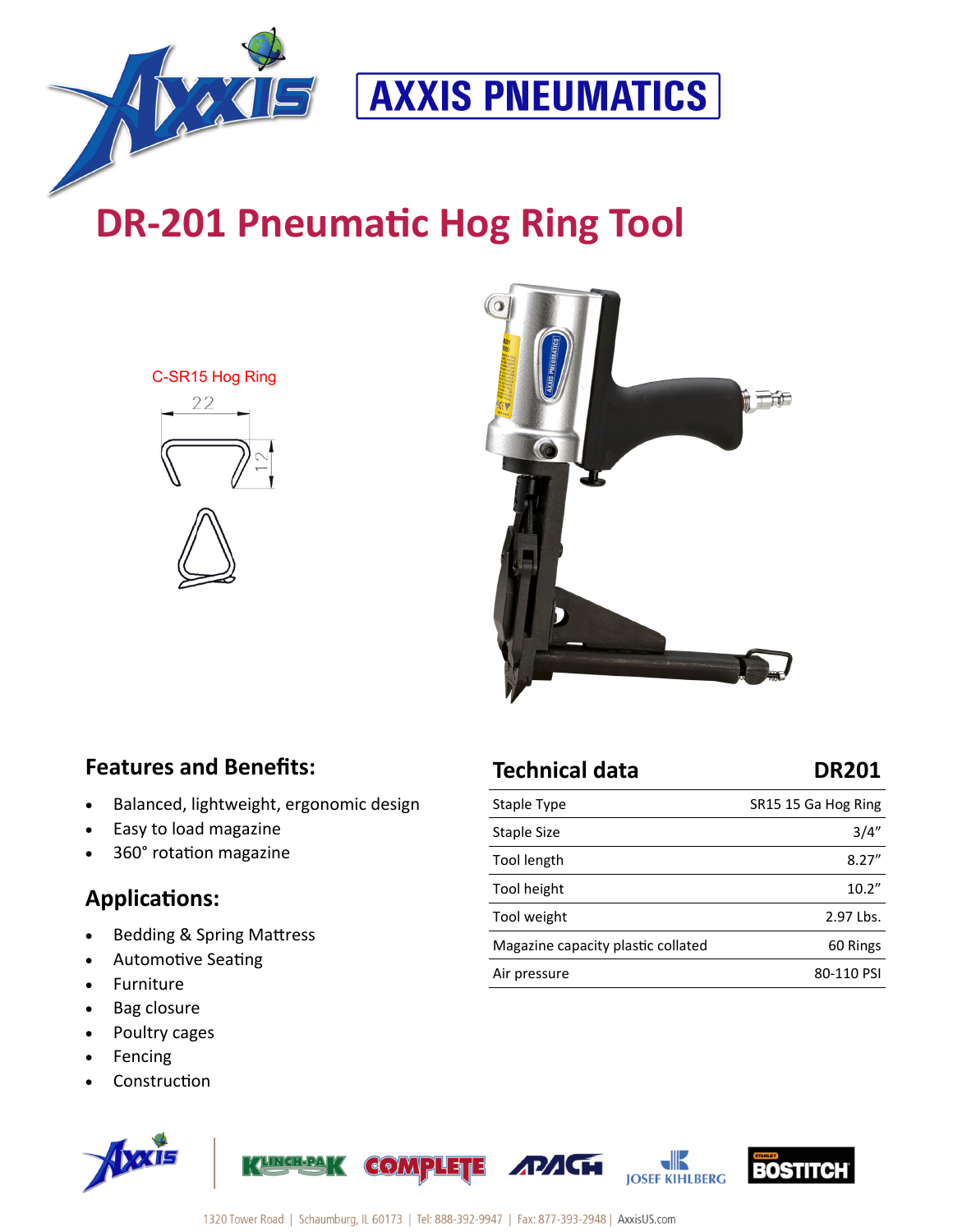AXXIS PNEUMATICS

# DR-201 Pneumatic Hog Ring Tool

C-SR15 Hog Ring

22

12

## Features and Benefits:

- Balanced, lightweight, ergonomic design
- Easy to load magazine
- 360° rotation magazine

## Applications:

- Bedding & Spring Mattress
- Automotive Seating
- Furniture
- Bag closure
- Poultry cages
- Fencing
- Construction

| Technical data | DR201 |
|---|---|
| Staple Type | SR15 15 Ga Hog Ring |
| Staple Size | 3/4" |
| Tool length | 8.27" |
| Tool height | 10.2" |
| Tool weight | 2.97 Lbs. |
| Magazine capacity plastic collated | 60 Rings |
| Air pressure | 80-110 PSI |

KLINCH-PAK COMPLETE APACH JOSEF KIHLBERG BOSTITCH

1320 Tower Road | Schaumburg, IL 60173 | Tel: 888-392-9947 | Fax: 877-393-2948 | AxxisUS.com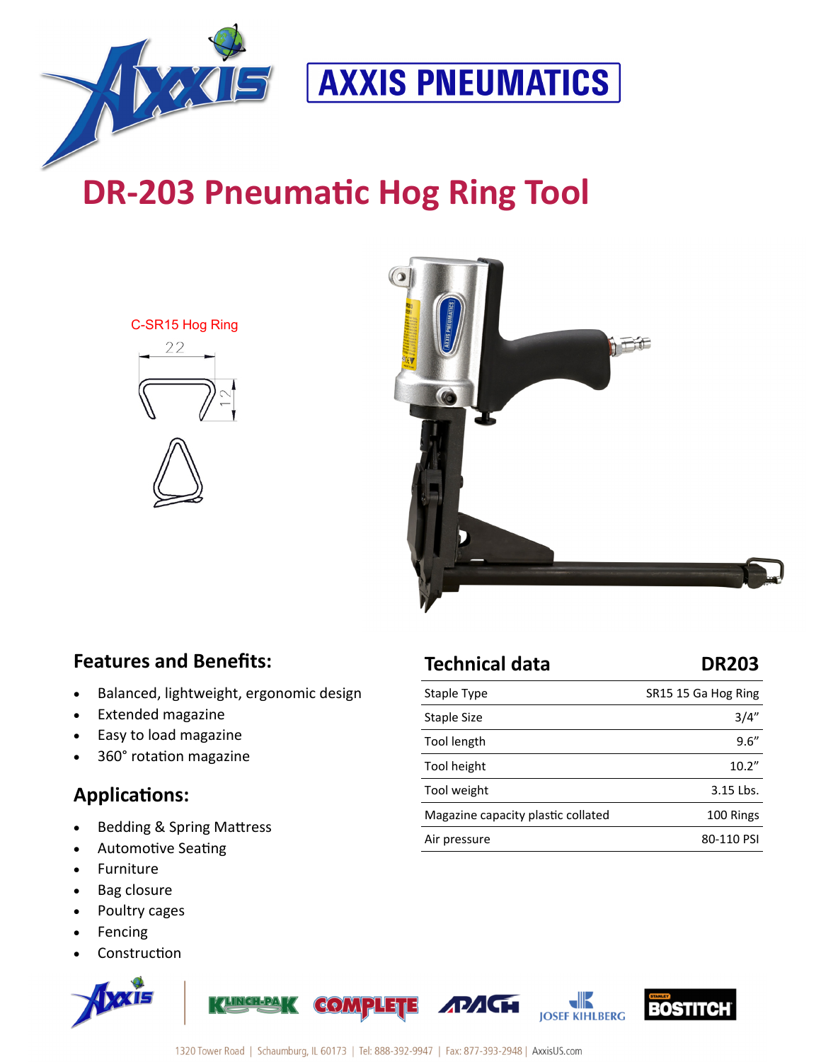# AXXIS PNEUMATICS

# DR-203 Pneumatic Hog Ring Tool

C-SR15 Hog Ring

22

12

## Features and Benefits:

- Balanced, lightweight, ergonomic design
- Extended magazine
- Easy to load magazine
- 360° rotation magazine

## Applications:

- Bedding & Spring Mattress
- Automotive Seating
- Furniture
- Bag closure
- Poultry cages
- Fencing
- Construction

| Technical data | DR203 |
|---|---|
| Staple Type | SR15 15 Ga Hog Ring |
| Staple Size | 3/4" |
| Tool length | 9.6" |
| Tool height | 10.2" |
| Tool weight | 3.15 Lbs. |
| Magazine capacity plastic collated | 100 Rings |
| Air pressure | 80-110 PSI |

1320 Tower Road | Schaumburg, IL 60173 | Tel: 888-392-9947 | Fax: 877-393-2948 | AxxisUS.com